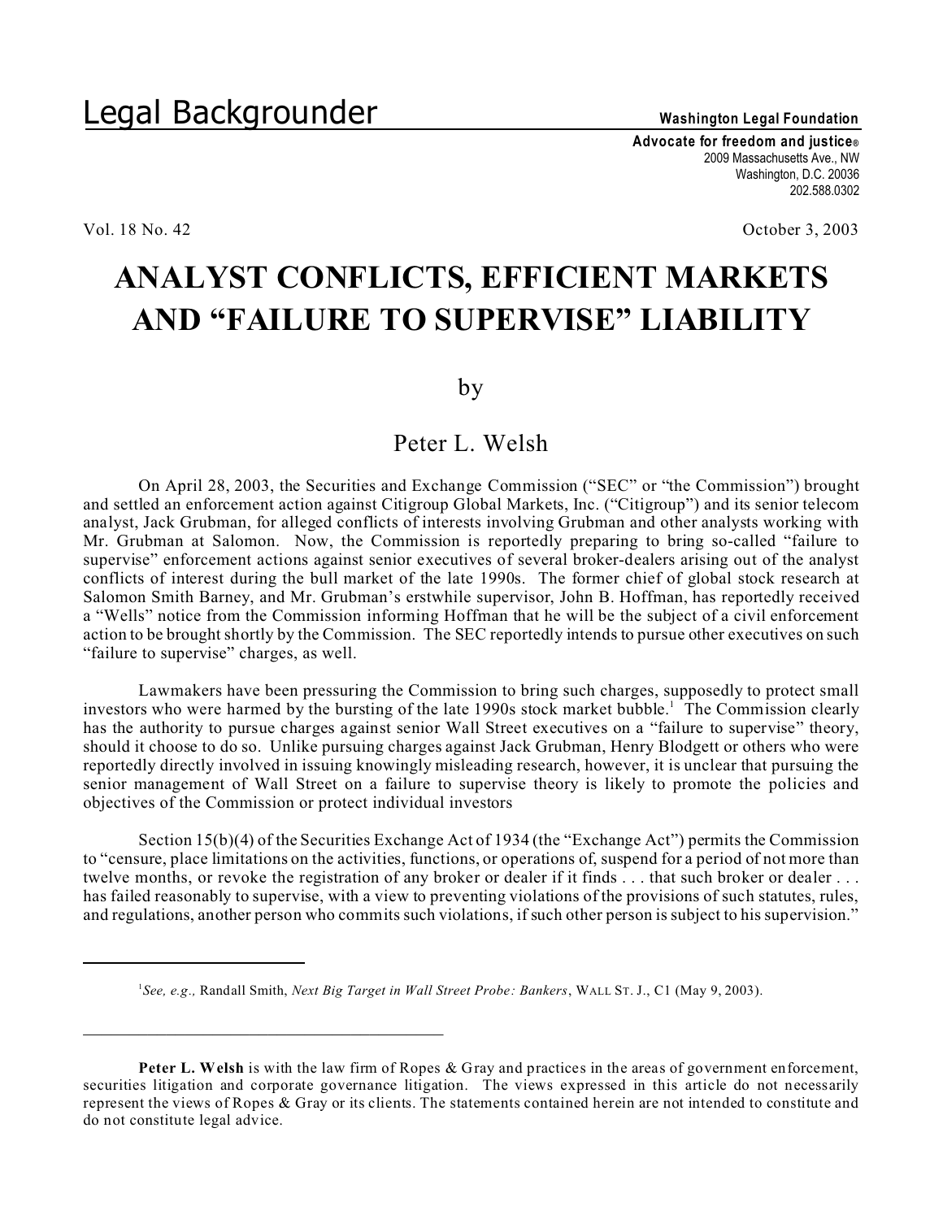Legal Backgrounder

**Washington Legal Foundation**

**Advocate for freedom and justice®**
2009 Massachusetts Ave., NW
Washington, D.C. 20036
202.588.0302

Vol. 18 No. 42 October 3, 2003

# ANALYST CONFLICTS, EFFICIENT MARKETS AND "FAILURE TO SUPERVISE" LIABILITY

by

Peter L. Welsh

On April 28, 2003, the Securities and Exchange Commission ("SEC" or "the Commission") brought and settled an enforcement action against Citigroup Global Markets, Inc. ("Citigroup") and its senior telecom analyst, Jack Grubman, for alleged conflicts of interests involving Grubman and other analysts working with Mr. Grubman at Salomon. Now, the Commission is reportedly preparing to bring so-called "failure to supervise" enforcement actions against senior executives of several broker-dealers arising out of the analyst conflicts of interest during the bull market of the late 1990s. The former chief of global stock research at Salomon Smith Barney, and Mr. Grubman's erstwhile supervisor, John B. Hoffman, has reportedly received a "Wells" notice from the Commission informing Hoffman that he will be the subject of a civil enforcement action to be brought shortly by the Commission. The SEC reportedly intends to pursue other executives on such "failure to supervise" charges, as well.

Lawmakers have been pressuring the Commission to bring such charges, supposedly to protect small investors who were harmed by the bursting of the late 1990s stock market bubble.[1] The Commission clearly has the authority to pursue charges against senior Wall Street executives on a "failure to supervise" theory, should it choose to do so. Unlike pursuing charges against Jack Grubman, Henry Blodgett or others who were reportedly directly involved in issuing knowingly misleading research, however, it is unclear that pursuing the senior management of Wall Street on a failure to supervise theory is likely to promote the policies and objectives of the Commission or protect individual investors

Section 15(b)(4) of the Securities Exchange Act of 1934 (the "Exchange Act") permits the Commission to "censure, place limitations on the activities, functions, or operations of, suspend for a period of not more than twelve months, or revoke the registration of any broker or dealer if it finds . . . that such broker or dealer . . . has failed reasonably to supervise, with a view to preventing violations of the provisions of such statutes, rules, and regulations, another person who commits such violations, if such other person is subject to his supervision."

---

[1] *See, e.g.,* Randall Smith, *Next Big Target in Wall Street Probe: Bankers*, WALL ST. J., C1 (May 9, 2003).

---

**Peter L. Welsh** is with the law firm of Ropes & Gray and practices in the areas of government enforcement, securities litigation and corporate governance litigation. The views expressed in this article do not necessarily represent the views of Ropes & Gray or its clients. The statements contained herein are not intended to constitute and do not constitute legal advice.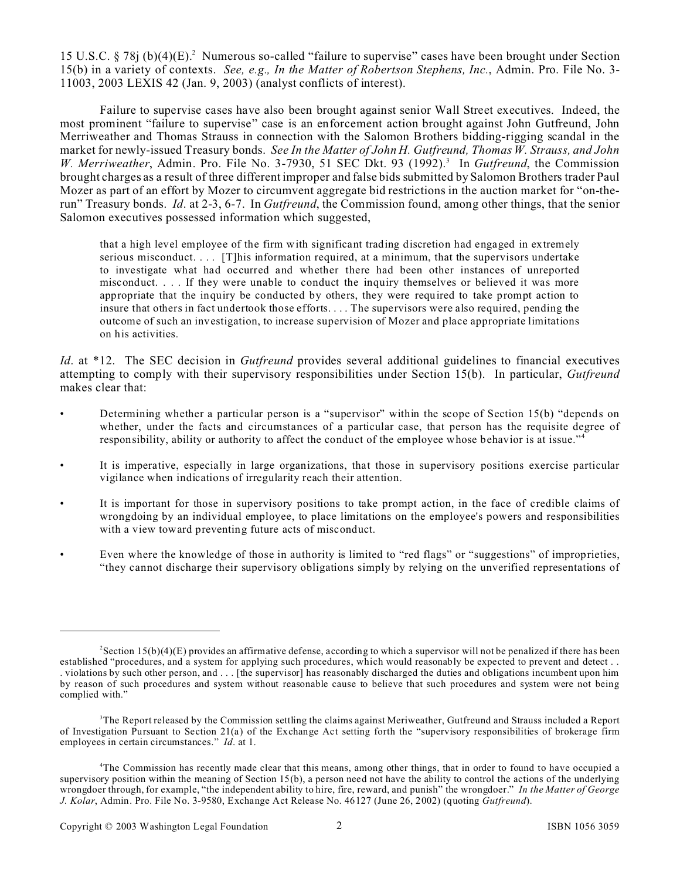15 U.S.C. § 78j (b)(4)(E).[2] Numerous so-called "failure to supervise" cases have been brought under Section 15(b) in a variety of contexts. *See, e.g., In the Matter of Robertson Stephens, Inc.*, Admin. Pro. File No. 3-11003, 2003 LEXIS 42 (Jan. 9, 2003) (analyst conflicts of interest).

Failure to supervise cases have also been brought against senior Wall Street executives. Indeed, the most prominent "failure to supervise" case is an enforcement action brought against John Gutfreund, John Merriweather and Thomas Strauss in connection with the Salomon Brothers bidding-rigging scandal in the market for newly-issued Treasury bonds. *See In the Matter of John H. Gutfreund, Thomas W. Strauss, and John W. Merriweather*, Admin. Pro. File No. 3-7930, 51 SEC Dkt. 93 (1992).[3] In *Gutfreund*, the Commission brought charges as a result of three different improper and false bids submitted by Salomon Brothers trader Paul Mozer as part of an effort by Mozer to circumvent aggregate bid restrictions in the auction market for "on-the-run" Treasury bonds. *Id*. at 2-3, 6-7. In *Gutfreund*, the Commission found, among other things, that the senior Salomon executives possessed information which suggested,

> that a high level employee of the firm with significant trading discretion had engaged in extremely serious misconduct. . . . [T]his information required, at a minimum, that the supervisors undertake to investigate what had occurred and whether there had been other instances of unreported misconduct. . . . If they were unable to conduct the inquiry themselves or believed it was more appropriate that the inquiry be conducted by others, they were required to take prompt action to insure that others in fact undertook those efforts. . . . The supervisors were also required, pending the outcome of such an investigation, to increase supervision of Mozer and place appropriate limitations on his activities.

*Id*. at *12. The SEC decision in *Gutfreund* provides several additional guidelines to financial executives attempting to comply with their supervisory responsibilities under Section 15(b). In particular, *Gutfreund* makes clear that:

- Determining whether a particular person is a "supervisor" within the scope of Section 15(b) "depends on whether, under the facts and circumstances of a particular case, that person has the requisite degree of responsibility, ability or authority to affect the conduct of the employee whose behavior is at issue."[4]
- It is imperative, especially in large organizations, that those in supervisory positions exercise particular vigilance when indications of irregularity reach their attention.
- It is important for those in supervisory positions to take prompt action, in the face of credible claims of wrongdoing by an individual employee, to place limitations on the employee's powers and responsibilities with a view toward preventing future acts of misconduct.
- Even where the knowledge of those in authority is limited to "red flags" or "suggestions" of improprieties, "they cannot discharge their supervisory obligations simply by relying on the unverified representations of

---

[2] Section 15(b)(4)(E) provides an affirmative defense, according to which a supervisor will not be penalized if there has been established "procedures, and a system for applying such procedures, which would reasonably be expected to prevent and detect . . . violations by such other person, and . . . [the supervisor] has reasonably discharged the duties and obligations incumbent upon him by reason of such procedures and system without reasonable cause to believe that such procedures and system were not being complied with."

[3] The Report released by the Commission settling the claims against Meriweather, Gutfreund and Strauss included a Report of Investigation Pursuant to Section 21(a) of the Exchange Act setting forth the "supervisory responsibilities of brokerage firm employees in certain circumstances." *Id*. at 1.

[4] The Commission has recently made clear that this means, among other things, that in order to found to have occupied a supervisory position within the meaning of Section 15(b), a person need not have the ability to control the actions of the underlying wrongdoer through, for example, "the independent ability to hire, fire, reward, and punish" the wrongdoer." *In the Matter of George J. Kolar*, Admin. Pro. File No. 3-9580, Exchange Act Release No. 46127 (June 26, 2002) (quoting *Gutfreund*).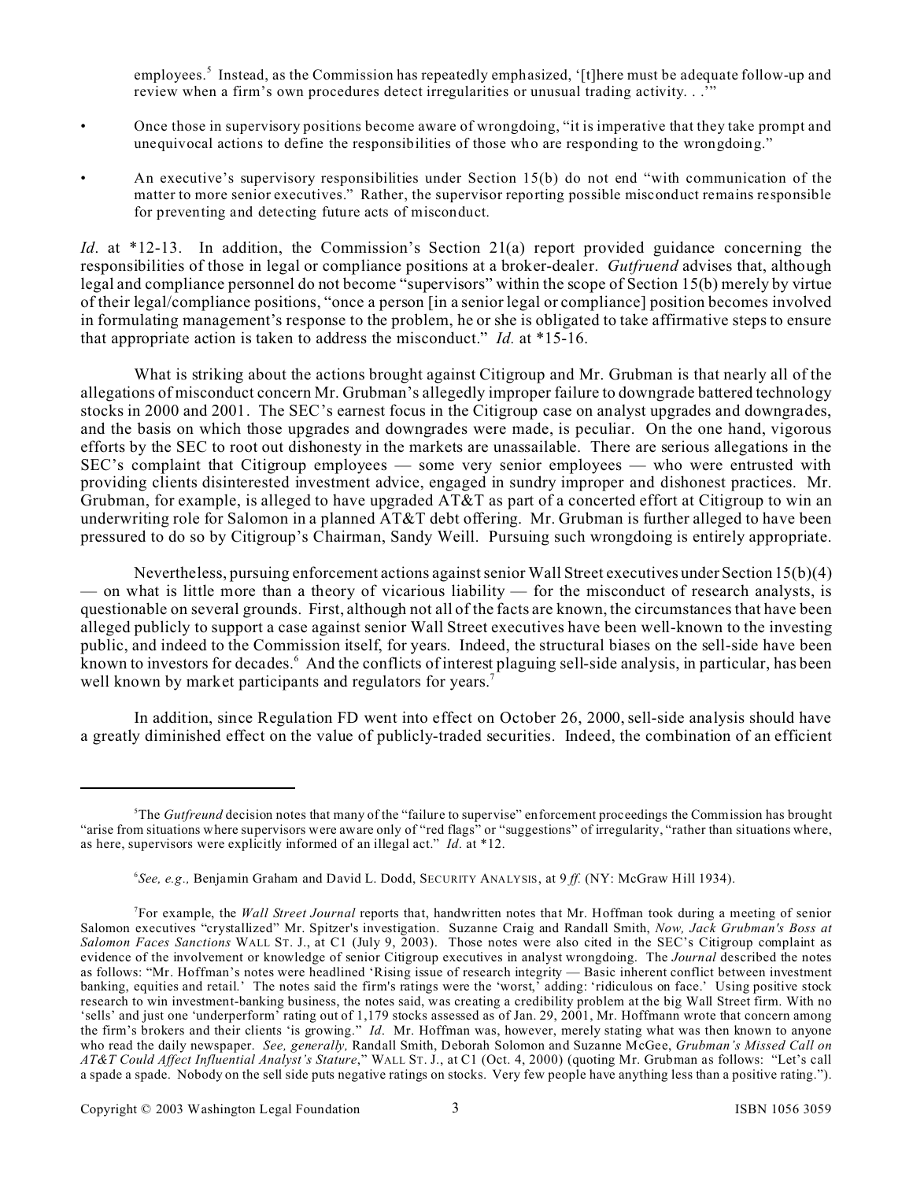employees.[5] Instead, as the Commission has repeatedly emphasized, '[t]here must be adequate follow-up and review when a firm's own procedures detect irregularities or unusual trading activity. . .'"

- Once those in supervisory positions become aware of wrongdoing, "it is imperative that they take prompt and unequivocal actions to define the responsibilities of those who are responding to the wrongdoing."
- An executive's supervisory responsibilities under Section 15(b) do not end "with communication of the matter to more senior executives." Rather, the supervisor reporting possible misconduct remains responsible for preventing and detecting future acts of misconduct.

*Id*. at *12-13. In addition, the Commission's Section 21(a) report provided guidance concerning the responsibilities of those in legal or compliance positions at a broker-dealer. *Gutfruend* advises that, although legal and compliance personnel do not become "supervisors" within the scope of Section 15(b) merely by virtue of their legal/compliance positions, "once a person [in a senior legal or compliance] position becomes involved in formulating management's response to the problem, he or she is obligated to take affirmative steps to ensure that appropriate action is taken to address the misconduct." *Id.* at *15-16.

What is striking about the actions brought against Citigroup and Mr. Grubman is that nearly all of the allegations of misconduct concern Mr. Grubman's allegedly improper failure to downgrade battered technology stocks in 2000 and 2001. The SEC's earnest focus in the Citigroup case on analyst upgrades and downgrades, and the basis on which those upgrades and downgrades were made, is peculiar. On the one hand, vigorous efforts by the SEC to root out dishonesty in the markets are unassailable. There are serious allegations in the SEC's complaint that Citigroup employees — some very senior employees — who were entrusted with providing clients disinterested investment advice, engaged in sundry improper and dishonest practices. Mr. Grubman, for example, is alleged to have upgraded AT&T as part of a concerted effort at Citigroup to win an underwriting role for Salomon in a planned AT&T debt offering. Mr. Grubman is further alleged to have been pressured to do so by Citigroup's Chairman, Sandy Weill. Pursuing such wrongdoing is entirely appropriate.

Nevertheless, pursuing enforcement actions against senior Wall Street executives under Section 15(b)(4) — on what is little more than a theory of vicarious liability — for the misconduct of research analysts, is questionable on several grounds. First, although not all of the facts are known, the circumstances that have been alleged publicly to support a case against senior Wall Street executives have been well-known to the investing public, and indeed to the Commission itself, for years. Indeed, the structural biases on the sell-side have been known to investors for decades.[6] And the conflicts of interest plaguing sell-side analysis, in particular, has been well known by market participants and regulators for years.[7]

In addition, since Regulation FD went into effect on October 26, 2000, sell-side analysis should have a greatly diminished effect on the value of publicly-traded securities. Indeed, the combination of an efficient

---

[5] The *Gutfreund* decision notes that many of the "failure to supervise" enforcement proceedings the Commission has brought "arise from situations where supervisors were aware only of "red flags" or "suggestions" of irregularity, "rather than situations where, as here, supervisors were explicitly informed of an illegal act." *Id*. at *12.

[6] *See, e.g.,* Benjamin Graham and David L. Dodd, Security Analysis, at 9 *ff.* (NY: McGraw Hill 1934).

[7] For example, the *Wall Street Journal* reports that, handwritten notes that Mr. Hoffman took during a meeting of senior Salomon executives "crystallized" Mr. Spitzer's investigation. Suzanne Craig and Randall Smith, *Now, Jack Grubman's Boss at Salomon Faces Sanctions* Wall St. J., at C1 (July 9, 2003). Those notes were also cited in the SEC's Citigroup complaint as evidence of the involvement or knowledge of senior Citigroup executives in analyst wrongdoing. The *Journal* described the notes as follows: "Mr. Hoffman's notes were headlined 'Rising issue of research integrity — Basic inherent conflict between investment banking, equities and retail.' The notes said the firm's ratings were the 'worst,' adding: 'ridiculous on face.' Using positive stock research to win investment-banking business, the notes said, was creating a credibility problem at the big Wall Street firm. With no 'sells' and just one 'underperform' rating out of 1,179 stocks assessed as of Jan. 29, 2001, Mr. Hoffmann wrote that concern among the firm's brokers and their clients 'is growing." *Id*. Mr. Hoffman was, however, merely stating what was then known to anyone who read the daily newspaper. *See, generally,* Randall Smith, Deborah Solomon and Suzanne McGee, *Grubman's Missed Call on AT&T Could Affect Influential Analyst's Stature*," Wall St. J., at C1 (Oct. 4, 2000) (quoting Mr. Grubman as follows: "Let's call a spade a spade. Nobody on the sell side puts negative ratings on stocks. Very few people have anything less than a positive rating.").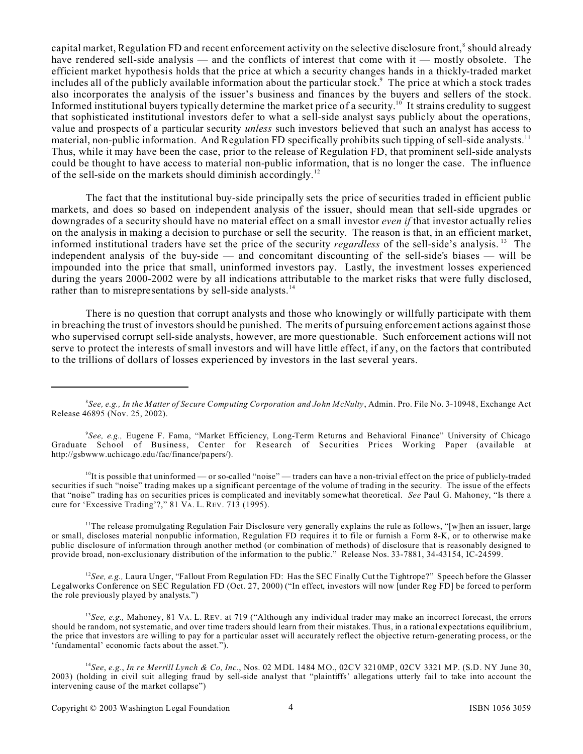capital market, Regulation FD and recent enforcement activity on the selective disclosure front,[8] should already have rendered sell-side analysis — and the conflicts of interest that come with it — mostly obsolete. The efficient market hypothesis holds that the price at which a security changes hands in a thickly-traded market includes all of the publicly available information about the particular stock.[9] The price at which a stock trades also incorporates the analysis of the issuer's business and finances by the buyers and sellers of the stock. Informed institutional buyers typically determine the market price of a security.[10] It strains credulity to suggest that sophisticated institutional investors defer to what a sell-side analyst says publicly about the operations, value and prospects of a particular security *unless* such investors believed that such an analyst has access to material, non-public information. And Regulation FD specifically prohibits such tipping of sell-side analysts.[11] Thus, while it may have been the case, prior to the release of Regulation FD, that prominent sell-side analysts could be thought to have access to material non-public information, that is no longer the case. The influence of the sell-side on the markets should diminish accordingly.[12]

The fact that the institutional buy-side principally sets the price of securities traded in efficient public markets, and does so based on independent analysis of the issuer, should mean that sell-side upgrades or downgrades of a security should have no material effect on a small investor *even if* that investor actually relies on the analysis in making a decision to purchase or sell the security. The reason is that, in an efficient market, informed institutional traders have set the price of the security *regardless* of the sell-side's analysis.[13] The independent analysis of the buy-side — and concomitant discounting of the sell-side's biases — will be impounded into the price that small, uninformed investors pay. Lastly, the investment losses experienced during the years 2000-2002 were by all indications attributable to the market risks that were fully disclosed, rather than to misrepresentations by sell-side analysts.[14]

There is no question that corrupt analysts and those who knowingly or willfully participate with them in breaching the trust of investors should be punished. The merits of pursuing enforcement actions against those who supervised corrupt sell-side analysts, however, are more questionable. Such enforcement actions will not serve to protect the interests of small investors and will have little effect, if any, on the factors that contributed to the trillions of dollars of losses experienced by investors in the last several years.

---

[8] *See, e.g., In the Matter of Secure Computing Corporation and John McNulty*, Admin. Pro. File No. 3-10948, Exchange Act Release 46895 (Nov. 25, 2002).

[9] *See, e.g.,* Eugene F. Fama, "Market Efficiency, Long-Term Returns and Behavioral Finance" University of Chicago Graduate School of Business, Center for Research of Securities Prices Working Paper (available at http://gsbwww.uchicago.edu/fac/finance/papers/).

[10] It is possible that uninformed — or so-called "noise" — traders can have a non-trivial effect on the price of publicly-traded securities if such "noise" trading makes up a significant percentage of the volume of trading in the security. The issue of the effects that "noise" trading has on securities prices is complicated and inevitably somewhat theoretical. *See* Paul G. Mahoney, "Is there a cure for 'Excessive Trading'?," 81 VA. L. REV. 713 (1995).

[11] The release promulgating Regulation Fair Disclosure very generally explains the rule as follows, "[w]hen an issuer, large or small, discloses material nonpublic information, Regulation FD requires it to file or furnish a Form 8-K, or to otherwise make public disclosure of information through another method (or combination of methods) of disclosure that is reasonably designed to provide broad, non-exclusionary distribution of the information to the public." Release Nos. 33-7881, 34-43154, IC-24599.

[12] *See, e.g.,* Laura Unger, "Fallout From Regulation FD: Has the SEC Finally Cut the Tightrope?" Speech before the Glasser Legalworks Conference on SEC Regulation FD (Oct. 27, 2000) ("In effect, investors will now [under Reg FD] be forced to perform the role previously played by analysts.")

[13] *See, e.g.,* Mahoney, 81 VA. L. REV. at 719 ("Although any individual trader may make an incorrect forecast, the errors should be random, not systematic, and over time traders should learn from their mistakes. Thus, in a rational expectations equilibrium, the price that investors are willing to pay for a particular asset will accurately reflect the objective return-generating process, or the 'fundamental' economic facts about the asset.").

[14] *See, e.g.*, *In re Merrill Lynch & Co, Inc.*, Nos. 02 MDL 1484 MO., 02CV 3210MP, 02CV 3321 MP. (S.D. NY June 30, 2003) (holding in civil suit alleging fraud by sell-side analyst that "plaintiffs' allegations utterly fail to take into account the intervening cause of the market collapse")

Copyright © 2003 Washington Legal Foundation ISBN 1056 3059